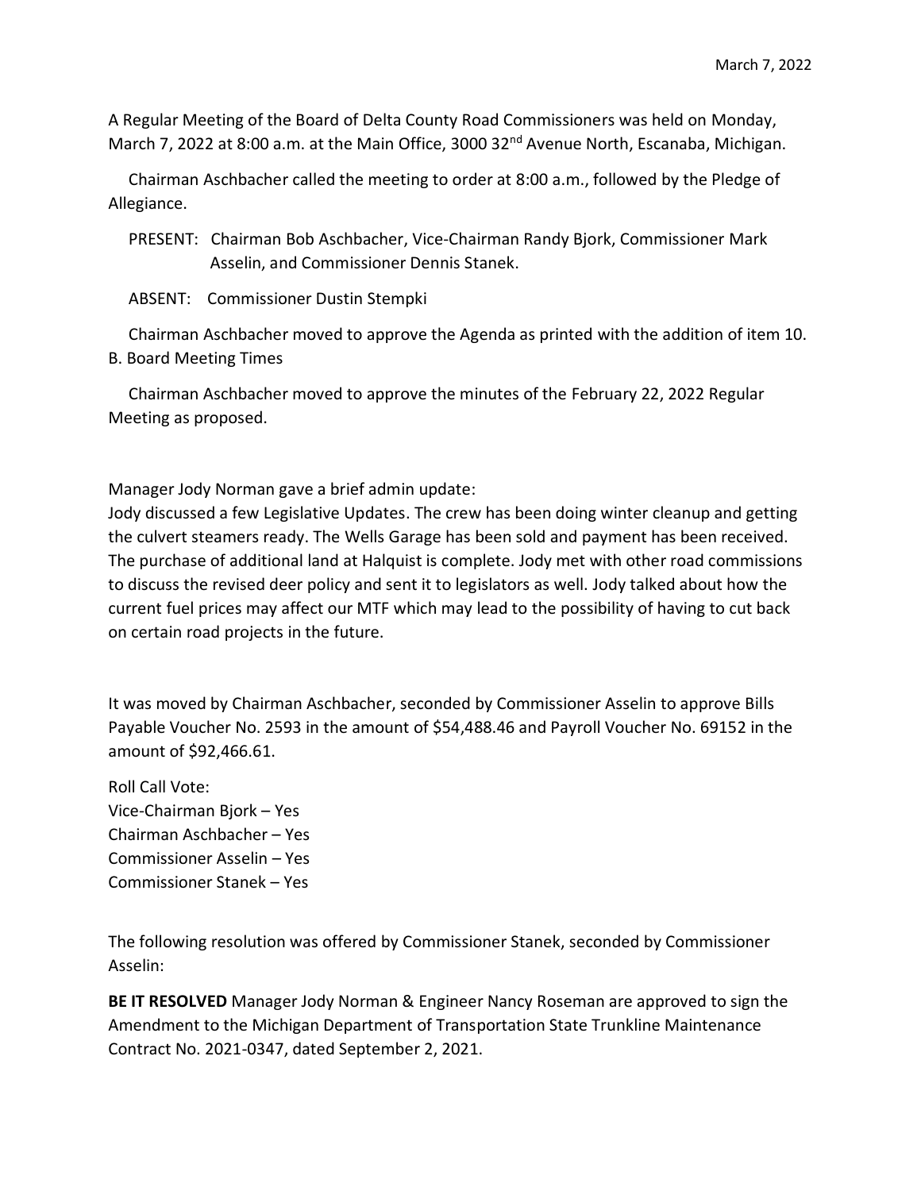March 7, 2022

A Regular Meeting of the Board of Delta County Road Commissioners was held on Monday, March 7, 2022 at 8:00 a.m. at the Main Office, 3000 32nd Avenue North, Escanaba, Michigan.

Chairman Aschbacher called the meeting to order at 8:00 a.m., followed by the Pledge of Allegiance.

PRESENT: Chairman Bob Aschbacher, Vice-Chairman Randy Bjork, Commissioner Mark Asselin, and Commissioner Dennis Stanek.

ABSENT: Commissioner Dustin Stempki

Chairman Aschbacher moved to approve the Agenda as printed with the addition of item 10. B. Board Meeting Times

Chairman Aschbacher moved to approve the minutes of the February 22, 2022 Regular Meeting as proposed.

Manager Jody Norman gave a brief admin update:
Jody discussed a few Legislative Updates. The crew has been doing winter cleanup and getting the culvert steamers ready. The Wells Garage has been sold and payment has been received. The purchase of additional land at Halquist is complete. Jody met with other road commissions to discuss the revised deer policy and sent it to legislators as well. Jody talked about how the current fuel prices may affect our MTF which may lead to the possibility of having to cut back on certain road projects in the future.

It was moved by Chairman Aschbacher, seconded by Commissioner Asselin to approve Bills Payable Voucher No. 2593 in the amount of $54,488.46 and Payroll Voucher No. 69152 in the amount of $92,466.61.

Roll Call Vote:
Vice-Chairman Bjork – Yes
Chairman Aschbacher – Yes
Commissioner Asselin – Yes
Commissioner Stanek – Yes

The following resolution was offered by Commissioner Stanek, seconded by Commissioner Asselin:

**BE IT RESOLVED** Manager Jody Norman & Engineer Nancy Roseman are approved to sign the Amendment to the Michigan Department of Transportation State Trunkline Maintenance Contract No. 2021-0347, dated September 2, 2021.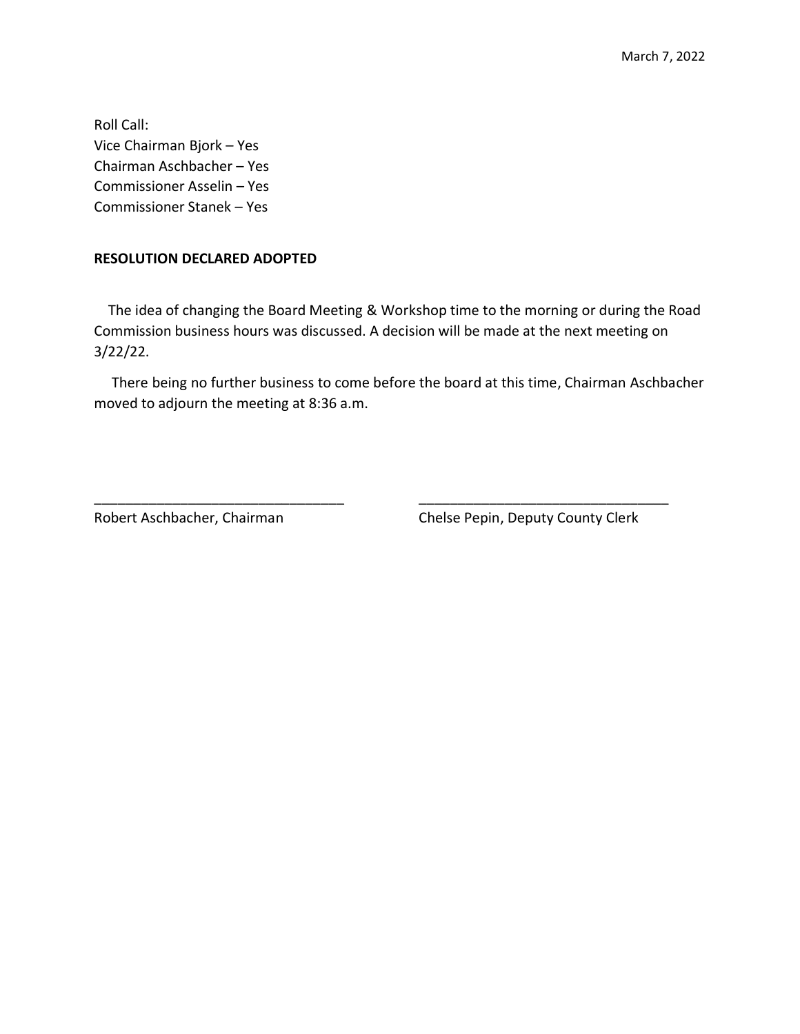March 7, 2022

Roll Call:
Vice Chairman Bjork – Yes
Chairman Aschbacher – Yes
Commissioner Asselin – Yes
Commissioner Stanek – Yes

**RESOLUTION DECLARED ADOPTED**

The idea of changing the Board Meeting & Workshop time to the morning or during the Road Commission business hours was discussed. A decision will be made at the next meeting on 3/22/22.

There being no further business to come before the board at this time, Chairman Aschbacher moved to adjourn the meeting at 8:36 a.m.

_______________________________ _______________________________

Robert Aschbacher, Chairman Chelse Pepin, Deputy County Clerk